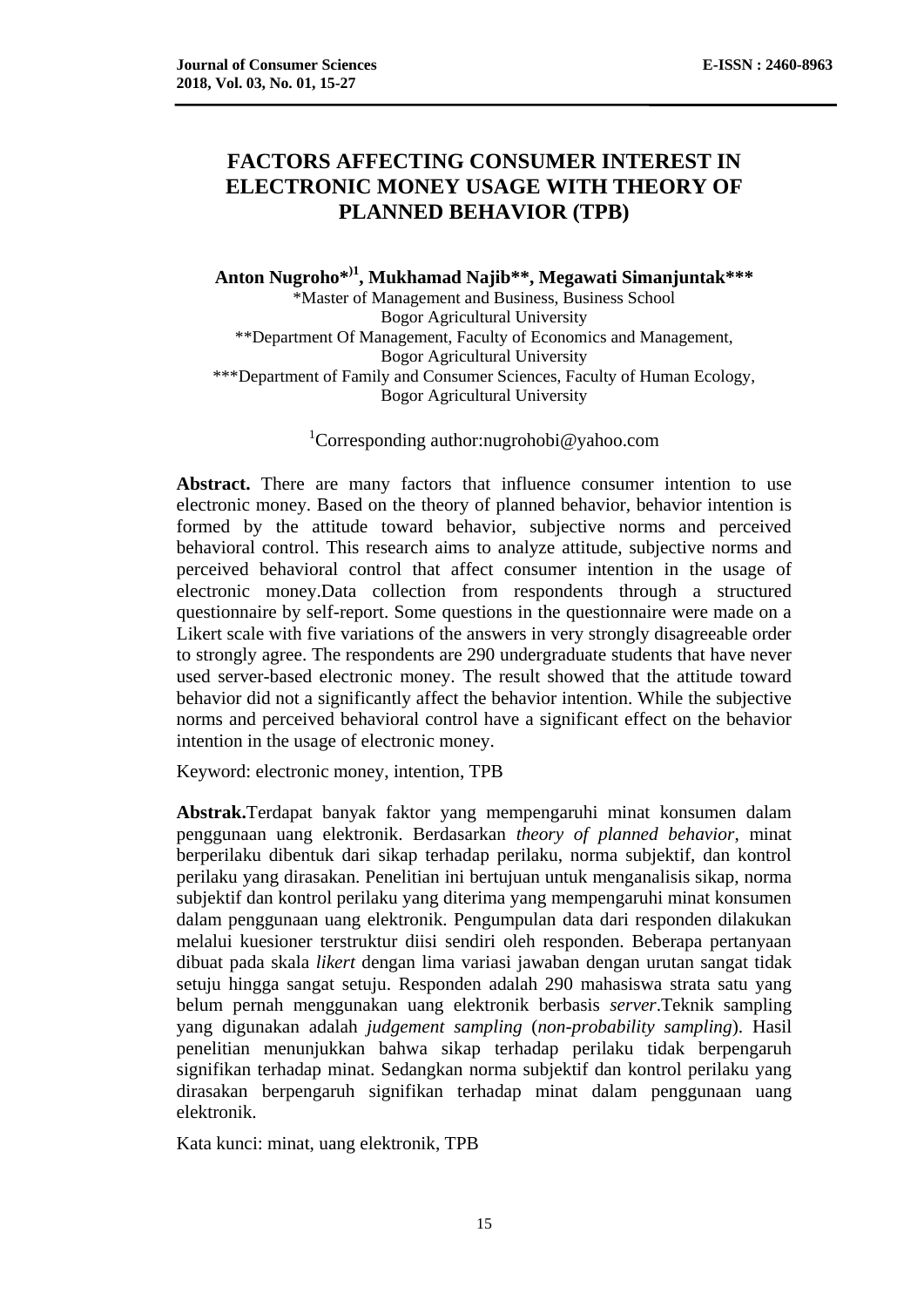# FACTORS AFFECTING CONSUMER INTEREST IN ELECTRONIC MONEY USAGE WITH THEORY OF PLANNED BEHAVIOR (TPB)

**Anton Nugroho*)[1], Mukhamad Najib**, Megawati Simanjuntak*****

*Master of Management and Business, Business School
Bogor Agricultural University
**Department Of Management, Faculty of Economics and Management,
Bogor Agricultural University
***Department of Family and Consumer Sciences, Faculty of Human Ecology,
Bogor Agricultural University

[1]Corresponding author:nugrohobi@yahoo.com

**Abstract.** There are many factors that influence consumer intention to use electronic money. Based on the theory of planned behavior, behavior intention is formed by the attitude toward behavior, subjective norms and perceived behavioral control. This research aims to analyze attitude, subjective norms and perceived behavioral control that affect consumer intention in the usage of electronic money.Data collection from respondents through a structured questionnaire by self-report. Some questions in the questionnaire were made on a Likert scale with five variations of the answers in very strongly disagreeable order to strongly agree. The respondents are 290 undergraduate students that have never used server-based electronic money. The result showed that the attitude toward behavior did not a significantly affect the behavior intention. While the subjective norms and perceived behavioral control have a significant effect on the behavior intention in the usage of electronic money.

Keyword: electronic money, intention, TPB

**Abstrak.**Terdapat banyak faktor yang mempengaruhi minat konsumen dalam penggunaan uang elektronik. Berdasarkan *theory of planned behavior*, minat berperilaku dibentuk dari sikap terhadap perilaku, norma subjektif, dan kontrol perilaku yang dirasakan. Penelitian ini bertujuan untuk menganalisis sikap, norma subjektif dan kontrol perilaku yang diterima yang mempengaruhi minat konsumen dalam penggunaan uang elektronik. Pengumpulan data dari responden dilakukan melalui kuesioner terstruktur diisi sendiri oleh responden. Beberapa pertanyaan dibuat pada skala *likert* dengan lima variasi jawaban dengan urutan sangat tidak setuju hingga sangat setuju. Responden adalah 290 mahasiswa strata satu yang belum pernah menggunakan uang elektronik berbasis *server*.Teknik sampling yang digunakan adalah *judgement sampling* (*non-probability sampling*). Hasil penelitian menunjukkan bahwa sikap terhadap perilaku tidak berpengaruh signifikan terhadap minat. Sedangkan norma subjektif dan kontrol perilaku yang dirasakan berpengaruh signifikan terhadap minat dalam penggunaan uang elektronik.

Kata kunci: minat, uang elektronik, TPB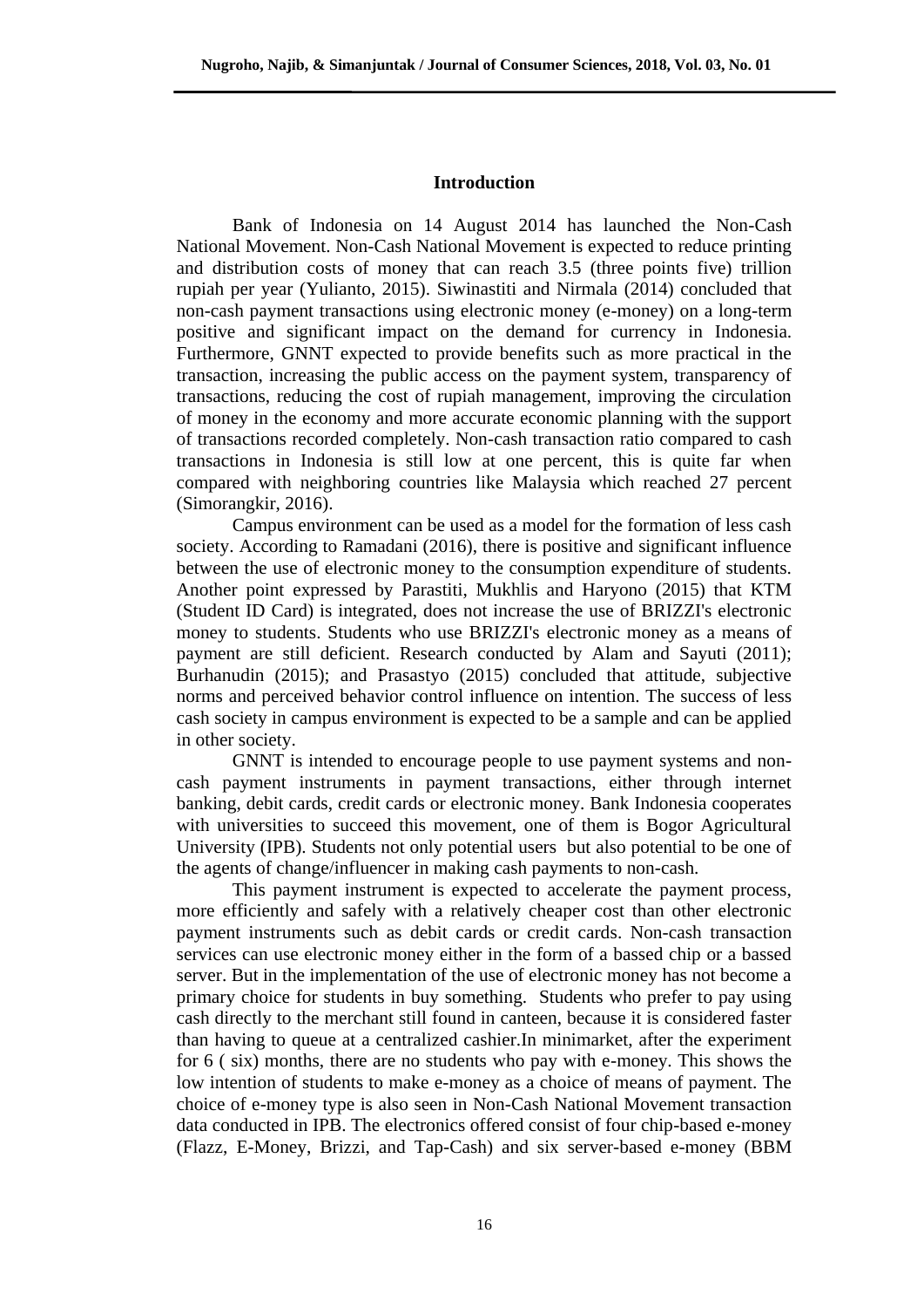## Introduction

Bank of Indonesia on 14 August 2014 has launched the Non-Cash National Movement. Non-Cash National Movement is expected to reduce printing and distribution costs of money that can reach 3.5 (three points five) trillion rupiah per year (Yulianto, 2015). Siwinastiti and Nirmala (2014) concluded that non-cash payment transactions using electronic money (e-money) on a long-term positive and significant impact on the demand for currency in Indonesia. Furthermore, GNNT expected to provide benefits such as more practical in the transaction, increasing the public access on the payment system, transparency of transactions, reducing the cost of rupiah management, improving the circulation of money in the economy and more accurate economic planning with the support of transactions recorded completely. Non-cash transaction ratio compared to cash transactions in Indonesia is still low at one percent, this is quite far when compared with neighboring countries like Malaysia which reached 27 percent (Simorangkir, 2016).

Campus environment can be used as a model for the formation of less cash society. According to Ramadani (2016), there is positive and significant influence between the use of electronic money to the consumption expenditure of students. Another point expressed by Parastiti, Mukhlis and Haryono (2015) that KTM (Student ID Card) is integrated, does not increase the use of BRIZZI's electronic money to students. Students who use BRIZZI's electronic money as a means of payment are still deficient. Research conducted by Alam and Sayuti (2011); Burhanudin (2015); and Prasastyo (2015) concluded that attitude, subjective norms and perceived behavior control influence on intention. The success of less cash society in campus environment is expected to be a sample and can be applied in other society.

GNNT is intended to encourage people to use payment systems and non-cash payment instruments in payment transactions, either through internet banking, debit cards, credit cards or electronic money. Bank Indonesia cooperates with universities to succeed this movement, one of them is Bogor Agricultural University (IPB). Students not only potential users but also potential to be one of the agents of change/influencer in making cash payments to non-cash.

This payment instrument is expected to accelerate the payment process, more efficiently and safely with a relatively cheaper cost than other electronic payment instruments such as debit cards or credit cards. Non-cash transaction services can use electronic money either in the form of a bassed chip or a bassed server. But in the implementation of the use of electronic money has not become a primary choice for students in buy something. Students who prefer to pay using cash directly to the merchant still found in canteen, because it is considered faster than having to queue at a centralized cashier.In minimarket, after the experiment for 6 ( six) months, there are no students who pay with e-money. This shows the low intention of students to make e-money as a choice of means of payment. The choice of e-money type is also seen in Non-Cash National Movement transaction data conducted in IPB. The electronics offered consist of four chip-based e-money (Flazz, E-Money, Brizzi, and Tap-Cash) and six server-based e-money (BBM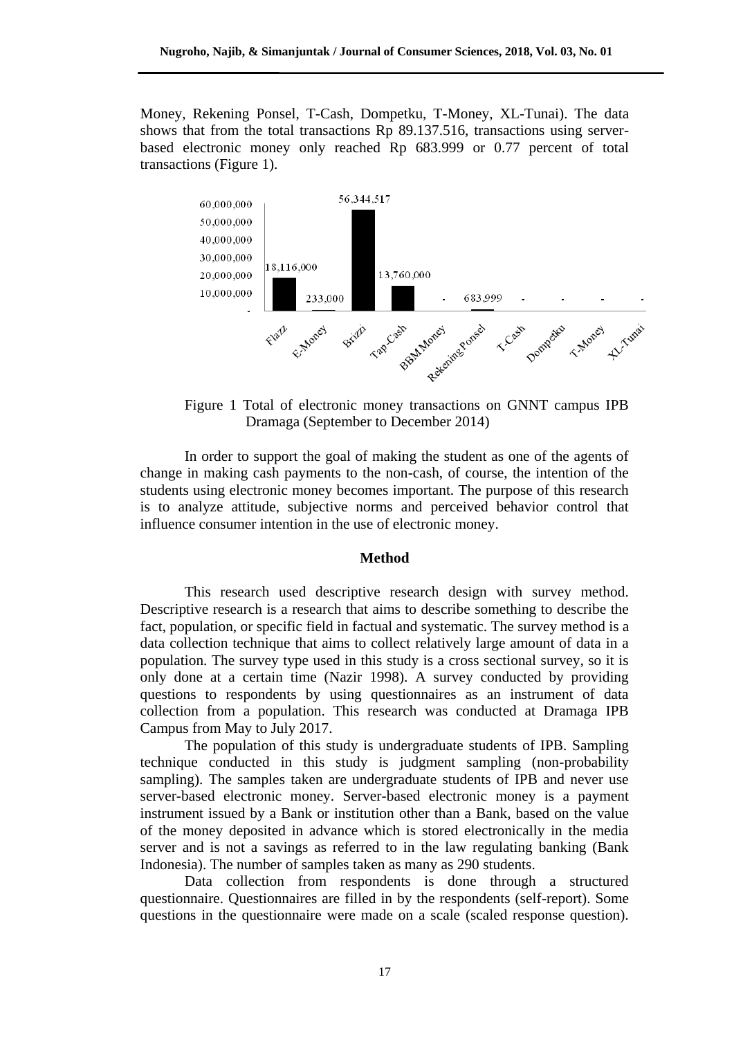Money, Rekening Ponsel, T-Cash, Dompetku, T-Money, XL-Tunai). The data shows that from the total transactions Rp 89.137.516, transactions using server-based electronic money only reached Rp 683.999 or 0.77 percent of total transactions (Figure 1).

60,000,000
50,000,000
40,000,000
30,000,000
20,000,000
10,000,000
-

18,116,000
233,000
56,344,517
13,760,000
-
683,999
-
-
-
-

Flazz
E-Money
Brizzi
Tap-Cash
BBM Money
Rekening Ponsel
T-Cash
Dompetku
T-Money
XL-Tunai

Figure 1 Total of electronic money transactions on GNNT campus IPB Dramaga (September to December 2014)

In order to support the goal of making the student as one of the agents of change in making cash payments to the non-cash, of course, the intention of the students using electronic money becomes important. The purpose of this research is to analyze attitude, subjective norms and perceived behavior control that influence consumer intention in the use of electronic money.

## Method

This research used descriptive research design with survey method. Descriptive research is a research that aims to describe something to describe the fact, population, or specific field in factual and systematic. The survey method is a data collection technique that aims to collect relatively large amount of data in a population. The survey type used in this study is a cross sectional survey, so it is only done at a certain time (Nazir 1998). A survey conducted by providing questions to respondents by using questionnaires as an instrument of data collection from a population. This research was conducted at Dramaga IPB Campus from May to July 2017.

The population of this study is undergraduate students of IPB. Sampling technique conducted in this study is judgment sampling (non-probability sampling). The samples taken are undergraduate students of IPB and never use server-based electronic money. Server-based electronic money is a payment instrument issued by a Bank or institution other than a Bank, based on the value of the money deposited in advance which is stored electronically in the media server and is not a savings as referred to in the law regulating banking (Bank Indonesia). The number of samples taken as many as 290 students.

Data collection from respondents is done through a structured questionnaire. Questionnaires are filled in by the respondents (self-report). Some questions in the questionnaire were made on a scale (scaled response question).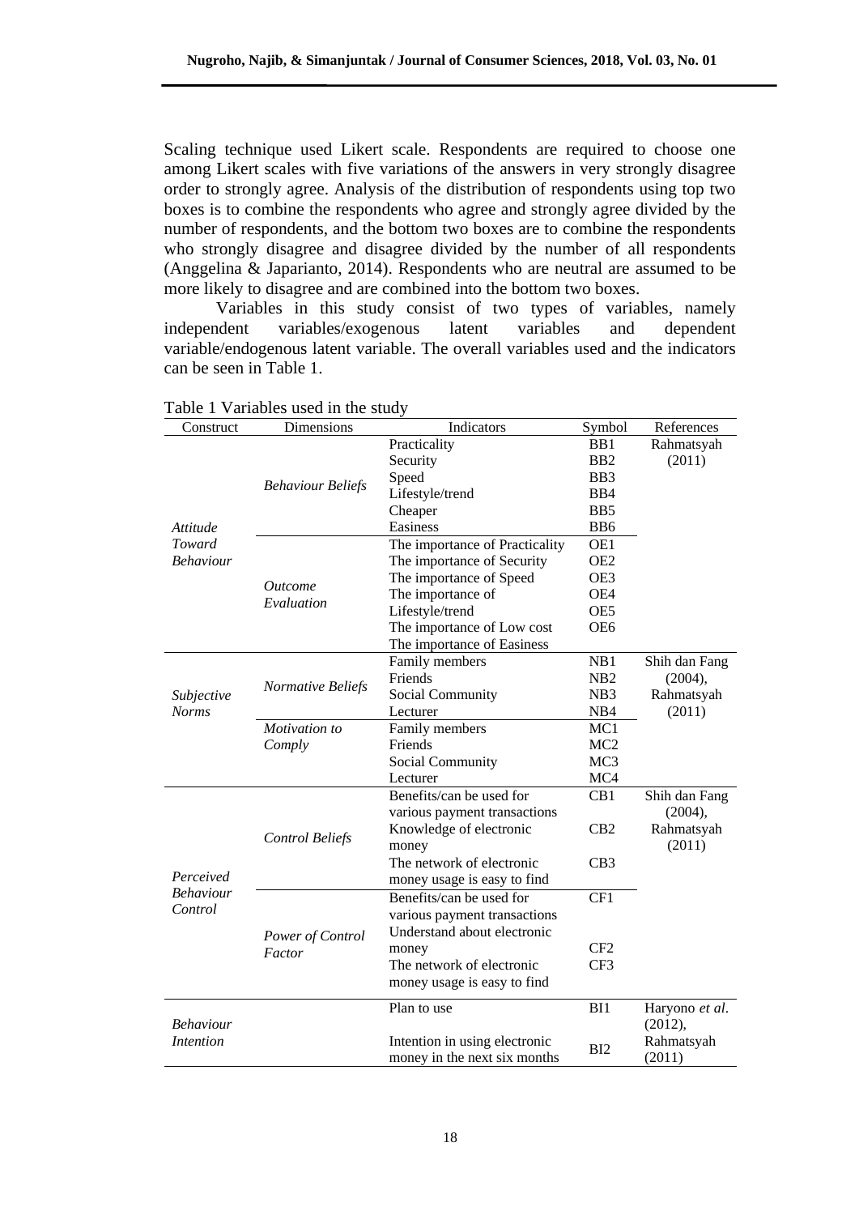Scaling technique used Likert scale. Respondents are required to choose one among Likert scales with five variations of the answers in very strongly disagree order to strongly agree. Analysis of the distribution of respondents using top two boxes is to combine the respondents who agree and strongly agree divided by the number of respondents, and the bottom two boxes are to combine the respondents who strongly disagree and disagree divided by the number of all respondents (Anggelina & Japarianto, 2014). Respondents who are neutral are assumed to be more likely to disagree and are combined into the bottom two boxes.

Variables in this study consist of two types of variables, namely independent variables/exogenous latent variables and dependent variable/endogenous latent variable. The overall variables used and the indicators can be seen in Table 1.

Table 1 Variables used in the study

| Construct | Dimensions | Indicators | Symbol | References |
|---|---|---|---|---|
| *Attitude Toward Behaviour* | *Behaviour Beliefs* | Practicality | BB1 | Rahmatsyah (2011) |
| | | Security | BB2 | |
| | | Speed | BB3 | |
| | | Lifestyle/trend | BB4 | |
| | | Cheaper | BB5 | |
| | | Easiness | BB6 | |
| | *Outcome Evaluation* | The importance of Practicality | OE1 | |
| | | The importance of Security | OE2 | |
| | | The importance of Speed | OE3 | |
| | | The importance of Lifestyle/trend | OE4 | |
| | | The importance of Low cost | OE5 | |
| | | The importance of Easiness | OE6 | |
| *Subjective Norms* | *Normative Beliefs* | Family members | NB1 | Shih dan Fang (2004), Rahmatsyah (2011) |
| | | Friends | NB2 | |
| | | Social Community | NB3 | |
| | | Lecturer | NB4 | |
| | *Motivation to Comply* | Family members | MC1 | |
| | | Friends | MC2 | |
| | | Social Community | MC3 | |
| | | Lecturer | MC4 | |
| *Perceived Behaviour Control* | *Control Beliefs* | Benefits/can be used for various payment transactions | CB1 | Shih dan Fang (2004), Rahmatsyah (2011) |
| | | Knowledge of electronic money | CB2 | |
| | | The network of electronic money usage is easy to find | CB3 | |
| | *Power of Control Factor* | Benefits/can be used for various payment transactions | CF1 | |
| | | Understand about electronic money | CF2 | |
| | | The network of electronic money usage is easy to find | CF3 | |
| *Behaviour Intention* | | Plan to use | BI1 | Haryono *et al.* (2012), Rahmatsyah (2011) |
| | | Intention in using electronic money in the next six months | BI2 | |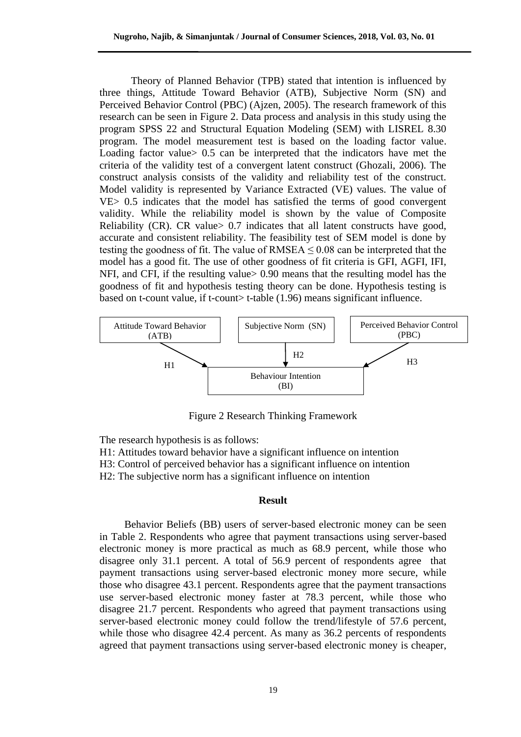Theory of Planned Behavior (TPB) stated that intention is influenced by three things, Attitude Toward Behavior (ATB), Subjective Norm (SN) and Perceived Behavior Control (PBC) (Ajzen, 2005). The research framework of this research can be seen in Figure 2. Data process and analysis in this study using the program SPSS 22 and Structural Equation Modeling (SEM) with LISREL 8.30 program. The model measurement test is based on the loading factor value. Loading factor value> 0.5 can be interpreted that the indicators have met the criteria of the validity test of a convergent latent construct (Ghozali, 2006). The construct analysis consists of the validity and reliability test of the construct. Model validity is represented by Variance Extracted (VE) values. The value of VE> 0.5 indicates that the model has satisfied the terms of good convergent validity. While the reliability model is shown by the value of Composite Reliability (CR). CR value> 0.7 indicates that all latent constructs have good, accurate and consistent reliability. The feasibility test of SEM model is done by testing the goodness of fit. The value of RMSEA $\leq$ 0.08 can be interpreted that the model has a good fit. The use of other goodness of fit criteria is GFI, AGFI, IFI, NFI, and CFI, if the resulting value> 0.90 means that the resulting model has the goodness of fit and hypothesis testing theory can be done. Hypothesis testing is based on t-count value, if t-count> t-table (1.96) means significant influence.

Attitude Toward Behavior (ATB)

Subjective Norm (SN)

Perceived Behavior Control (PBC)

H1

H2

H3

Behaviour Intention (BI)

Figure 2 Research Thinking Framework

The research hypothesis is as follows:

H1: Attitudes toward behavior have a significant influence on intention

H3: Control of perceived behavior has a significant influence on intention

H2: The subjective norm has a significant influence on intention

## Result

Behavior Beliefs (BB) users of server-based electronic money can be seen in Table 2. Respondents who agree that payment transactions using server-based electronic money is more practical as much as 68.9 percent, while those who disagree only 31.1 percent. A total of 56.9 percent of respondents agree that payment transactions using server-based electronic money more secure, while those who disagree 43.1 percent. Respondents agree that the payment transactions use server-based electronic money faster at 78.3 percent, while those who disagree 21.7 percent. Respondents who agreed that payment transactions using server-based electronic money could follow the trend/lifestyle of 57.6 percent, while those who disagree 42.4 percent. As many as 36.2 percents of respondents agreed that payment transactions using server-based electronic money is cheaper,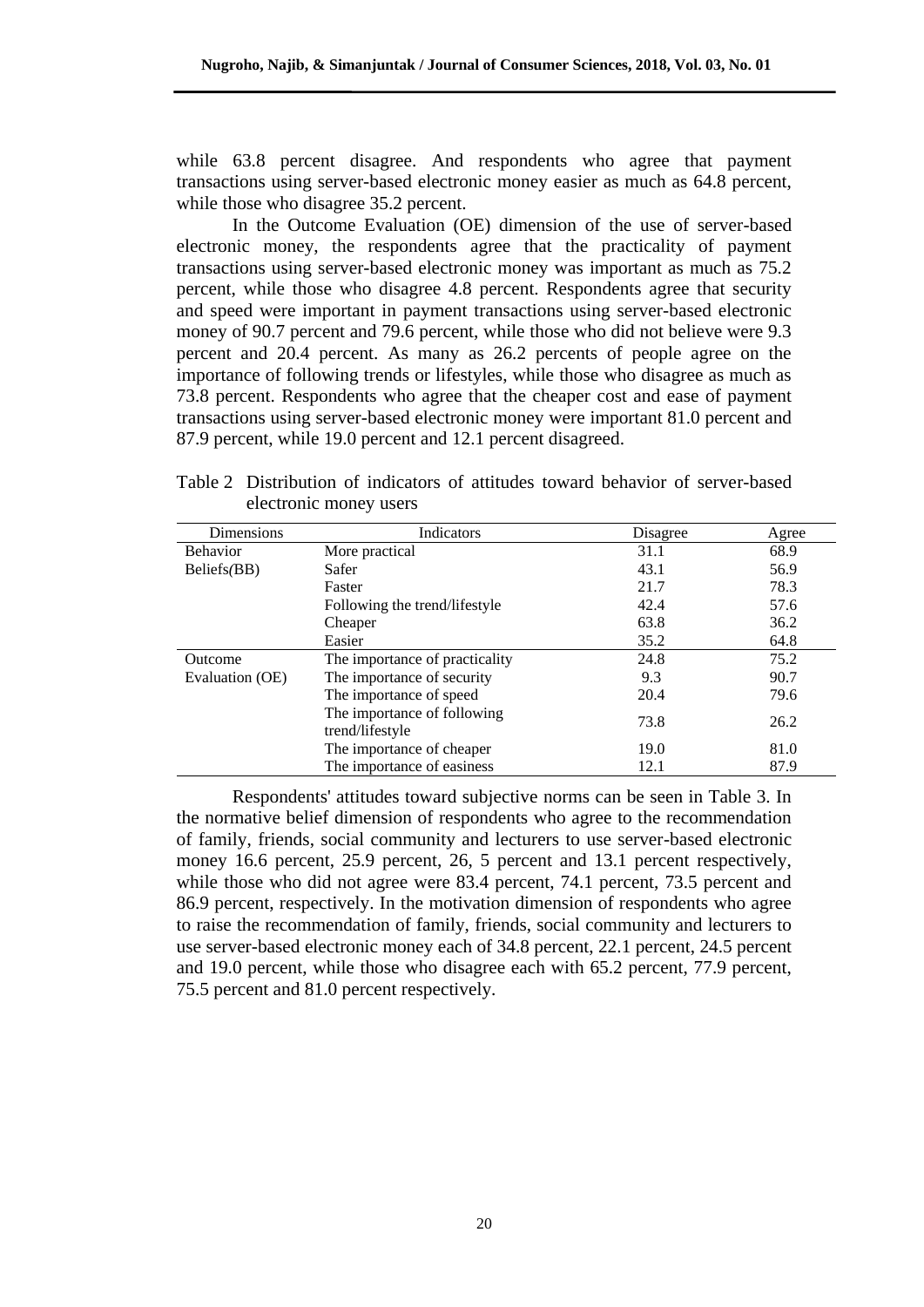while 63.8 percent disagree. And respondents who agree that payment transactions using server-based electronic money easier as much as 64.8 percent, while those who disagree 35.2 percent.

In the Outcome Evaluation (OE) dimension of the use of server-based electronic money, the respondents agree that the practicality of payment transactions using server-based electronic money was important as much as 75.2 percent, while those who disagree 4.8 percent. Respondents agree that security and speed were important in payment transactions using server-based electronic money of 90.7 percent and 79.6 percent, while those who did not believe were 9.3 percent and 20.4 percent. As many as 26.2 percents of people agree on the importance of following trends or lifestyles, while those who disagree as much as 73.8 percent. Respondents who agree that the cheaper cost and ease of payment transactions using server-based electronic money were important 81.0 percent and 87.9 percent, while 19.0 percent and 12.1 percent disagreed.

Table 2 Distribution of indicators of attitudes toward behavior of server-based electronic money users

| Dimensions | Indicators | Disagree | Agree |
|---|---|---|---|
| Behavior Beliefs(BB) | More practical | 31.1 | 68.9 |
| | Safer | 43.1 | 56.9 |
| | Faster | 21.7 | 78.3 |
| | Following the trend/lifestyle | 42.4 | 57.6 |
| | Cheaper | 63.8 | 36.2 |
| | Easier | 35.2 | 64.8 |
| Outcome Evaluation (OE) | The importance of practicality | 24.8 | 75.2 |
| | The importance of security | 9.3 | 90.7 |
| | The importance of speed | 20.4 | 79.6 |
| | The importance of following trend/lifestyle | 73.8 | 26.2 |
| | The importance of cheaper | 19.0 | 81.0 |
| | The importance of easiness | 12.1 | 87.9 |

Respondents' attitudes toward subjective norms can be seen in Table 3. In the normative belief dimension of respondents who agree to the recommendation of family, friends, social community and lecturers to use server-based electronic money 16.6 percent, 25.9 percent, 26, 5 percent and 13.1 percent respectively, while those who did not agree were 83.4 percent, 74.1 percent, 73.5 percent and 86.9 percent, respectively. In the motivation dimension of respondents who agree to raise the recommendation of family, friends, social community and lecturers to use server-based electronic money each of 34.8 percent, 22.1 percent, 24.5 percent and 19.0 percent, while those who disagree each with 65.2 percent, 77.9 percent, 75.5 percent and 81.0 percent respectively.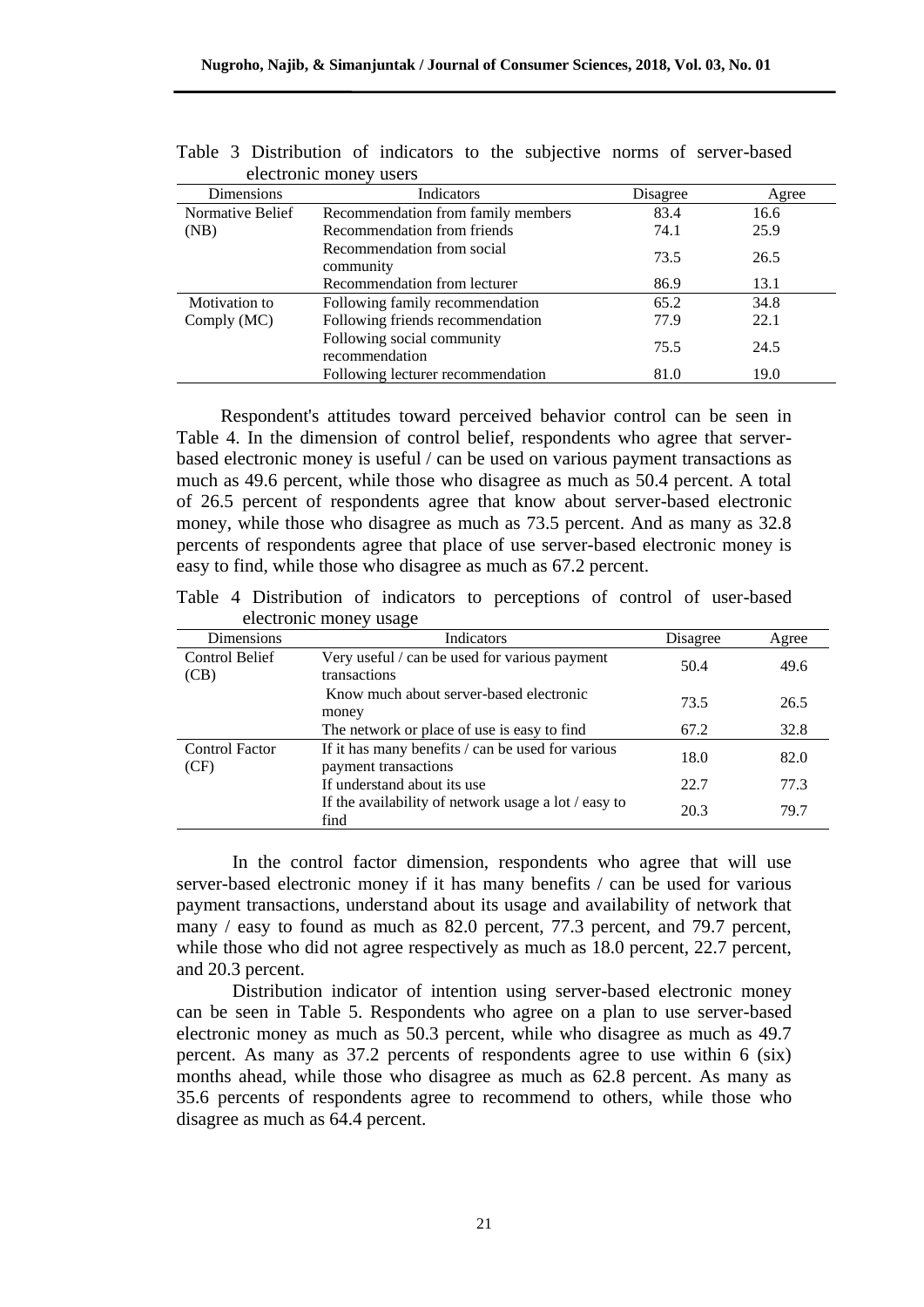Table 3 Distribution of indicators to the subjective norms of server-based electronic money users

| Dimensions | Indicators | Disagree | Agree |
|---|---|---|---|
| Normative Belief (NB) | Recommendation from family members | 83.4 | 16.6 |
| | Recommendation from friends | 74.1 | 25.9 |
| | Recommendation from social community | 73.5 | 26.5 |
| | Recommendation from lecturer | 86.9 | 13.1 |
| Motivation to Comply (MC) | Following family recommendation | 65.2 | 34.8 |
| | Following friends recommendation | 77.9 | 22.1 |
| | Following social community recommendation | 75.5 | 24.5 |
| | Following lecturer recommendation | 81.0 | 19.0 |

Respondent's attitudes toward perceived behavior control can be seen in Table 4. In the dimension of control belief, respondents who agree that server-based electronic money is useful / can be used on various payment transactions as much as 49.6 percent, while those who disagree as much as 50.4 percent. A total of 26.5 percent of respondents agree that know about server-based electronic money, while those who disagree as much as 73.5 percent. And as many as 32.8 percents of respondents agree that place of use server-based electronic money is easy to find, while those who disagree as much as 67.2 percent.

Table 4 Distribution of indicators to perceptions of control of user-based electronic money usage

| Dimensions | Indicators | Disagree | Agree |
|---|---|---|---|
| Control Belief (CB) | Very useful / can be used for various payment transactions | 50.4 | 49.6 |
| | Know much about server-based electronic money | 73.5 | 26.5 |
| | The network or place of use is easy to find | 67.2 | 32.8 |
| Control Factor (CF) | If it has many benefits / can be used for various payment transactions | 18.0 | 82.0 |
| | If understand about its use | 22.7 | 77.3 |
| | If the availability of network usage a lot / easy to find | 20.3 | 79.7 |

In the control factor dimension, respondents who agree that will use server-based electronic money if it has many benefits / can be used for various payment transactions, understand about its usage and availability of network that many / easy to found as much as 82.0 percent, 77.3 percent, and 79.7 percent, while those who did not agree respectively as much as 18.0 percent, 22.7 percent, and 20.3 percent.

Distribution indicator of intention using server-based electronic money can be seen in Table 5. Respondents who agree on a plan to use server-based electronic money as much as 50.3 percent, while who disagree as much as 49.7 percent. As many as 37.2 percents of respondents agree to use within 6 (six) months ahead, while those who disagree as much as 62.8 percent. As many as 35.6 percents of respondents agree to recommend to others, while those who disagree as much as 64.4 percent.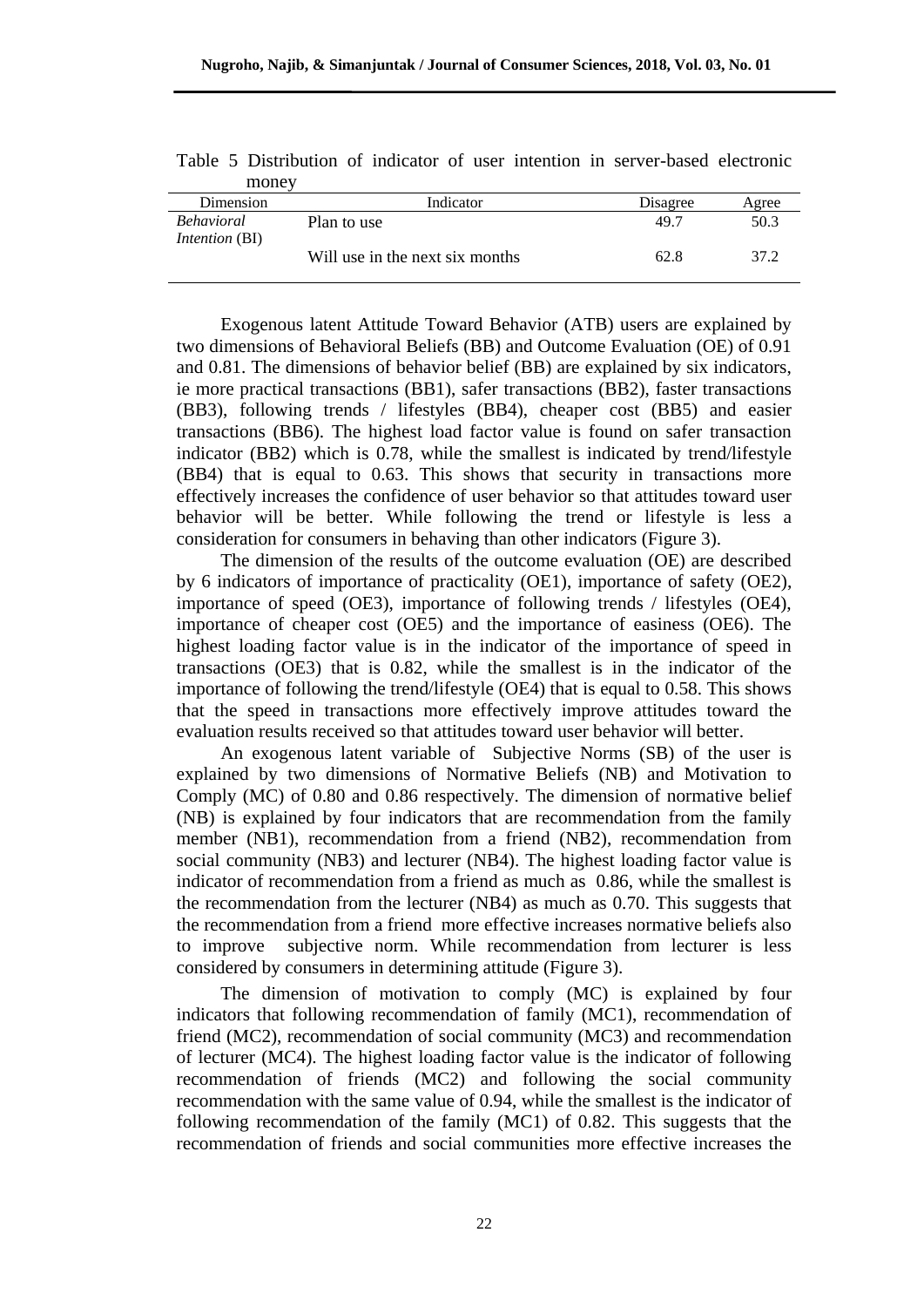Table 5 Distribution of indicator of user intention in server-based electronic money

| Dimension | Indicator | Disagree | Agree |
|---|---|---|---|
| *Behavioral Intention* (BI) | Plan to use | 49.7 | 50.3 |
| | Will use in the next six months | 62.8 | 37.2 |

Exogenous latent Attitude Toward Behavior (ATB) users are explained by two dimensions of Behavioral Beliefs (BB) and Outcome Evaluation (OE) of 0.91 and 0.81. The dimensions of behavior belief (BB) are explained by six indicators, ie more practical transactions (BB1), safer transactions (BB2), faster transactions (BB3), following trends / lifestyles (BB4), cheaper cost (BB5) and easier transactions (BB6). The highest load factor value is found on safer transaction indicator (BB2) which is 0.78, while the smallest is indicated by trend/lifestyle (BB4) that is equal to 0.63. This shows that security in transactions more effectively increases the confidence of user behavior so that attitudes toward user behavior will be better. While following the trend or lifestyle is less a consideration for consumers in behaving than other indicators (Figure 3).

The dimension of the results of the outcome evaluation (OE) are described by 6 indicators of importance of practicality (OE1), importance of safety (OE2), importance of speed (OE3), importance of following trends / lifestyles (OE4), importance of cheaper cost (OE5) and the importance of easiness (OE6). The highest loading factor value is in the indicator of the importance of speed in transactions (OE3) that is 0.82, while the smallest is in the indicator of the importance of following the trend/lifestyle (OE4) that is equal to 0.58. This shows that the speed in transactions more effectively improve attitudes toward the evaluation results received so that attitudes toward user behavior will better.

An exogenous latent variable of Subjective Norms (SB) of the user is explained by two dimensions of Normative Beliefs (NB) and Motivation to Comply (MC) of 0.80 and 0.86 respectively. The dimension of normative belief (NB) is explained by four indicators that are recommendation from the family member (NB1), recommendation from a friend (NB2), recommendation from social community (NB3) and lecturer (NB4). The highest loading factor value is indicator of recommendation from a friend as much as 0.86, while the smallest is the recommendation from the lecturer (NB4) as much as 0.70. This suggests that the recommendation from a friend more effective increases normative beliefs also to improve subjective norm. While recommendation from lecturer is less considered by consumers in determining attitude (Figure 3).

The dimension of motivation to comply (MC) is explained by four indicators that following recommendation of family (MC1), recommendation of friend (MC2), recommendation of social community (MC3) and recommendation of lecturer (MC4). The highest loading factor value is the indicator of following recommendation of friends (MC2) and following the social community recommendation with the same value of 0.94, while the smallest is the indicator of following recommendation of the family (MC1) of 0.82. This suggests that the recommendation of friends and social communities more effective increases the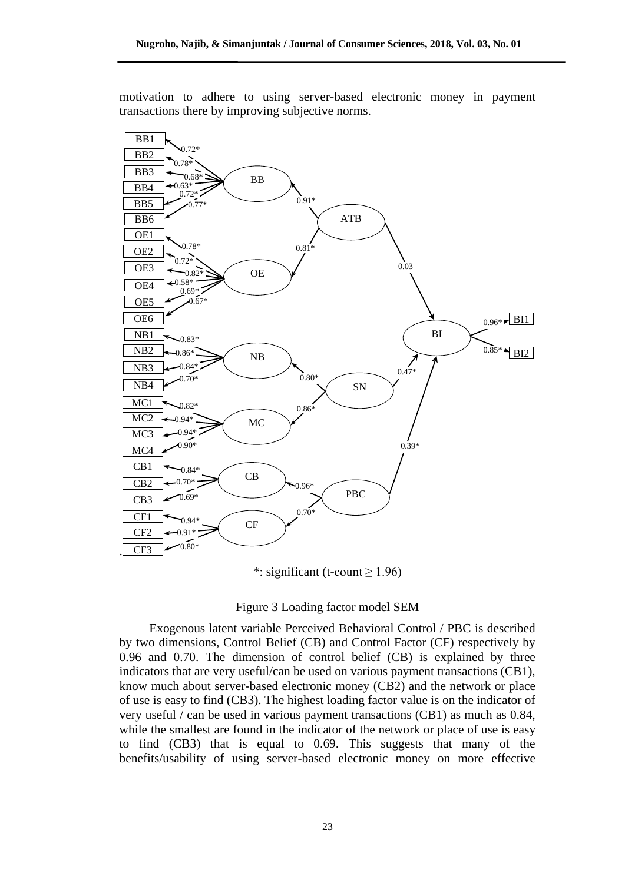motivation to adhere to using server-based electronic money in payment transactions there by improving subjective norms.

BB1
BB2
BB3
BB4
BB5
BB6
OE1
OE2
OE3
OE4
OE5
OE6
NB1
NB2
NB3
NB4
MC1
MC2
MC3
MC4
CB1
CB2
CB3
CF1
CF2
CF3

0.72*
0.78*
0.68*
0.63*
0.72*
0.77*
BB
0.91*
ATB
0.78*
0.72*
0.82*
0.58*
0.69*
0.67*
0.81*
OE
0.03
BI
0.96* BI1
0.85* BI2
0.83*
0.86*
0.84*
0.70*
NB
0.80*
0.47*
SN
0.82*
0.94*
0.94*
0.90*
0.86*
MC
0.39*
0.84*
0.70*
0.69*
CB
0.96*
PBC
0.94*
0.91*
0.80*
0.70*
CF

*: significant (t-count ≥ 1.96)

Figure 3 Loading factor model SEM

Exogenous latent variable Perceived Behavioral Control / PBC is described by two dimensions, Control Belief (CB) and Control Factor (CF) respectively by 0.96 and 0.70. The dimension of control belief (CB) is explained by three indicators that are very useful/can be used on various payment transactions (CB1), know much about server-based electronic money (CB2) and the network or place of use is easy to find (CB3). The highest loading factor value is on the indicator of very useful / can be used in various payment transactions (CB1) as much as 0.84, while the smallest are found in the indicator of the network or place of use is easy to find (CB3) that is equal to 0.69. This suggests that many of the benefits/usability of using server-based electronic money on more effective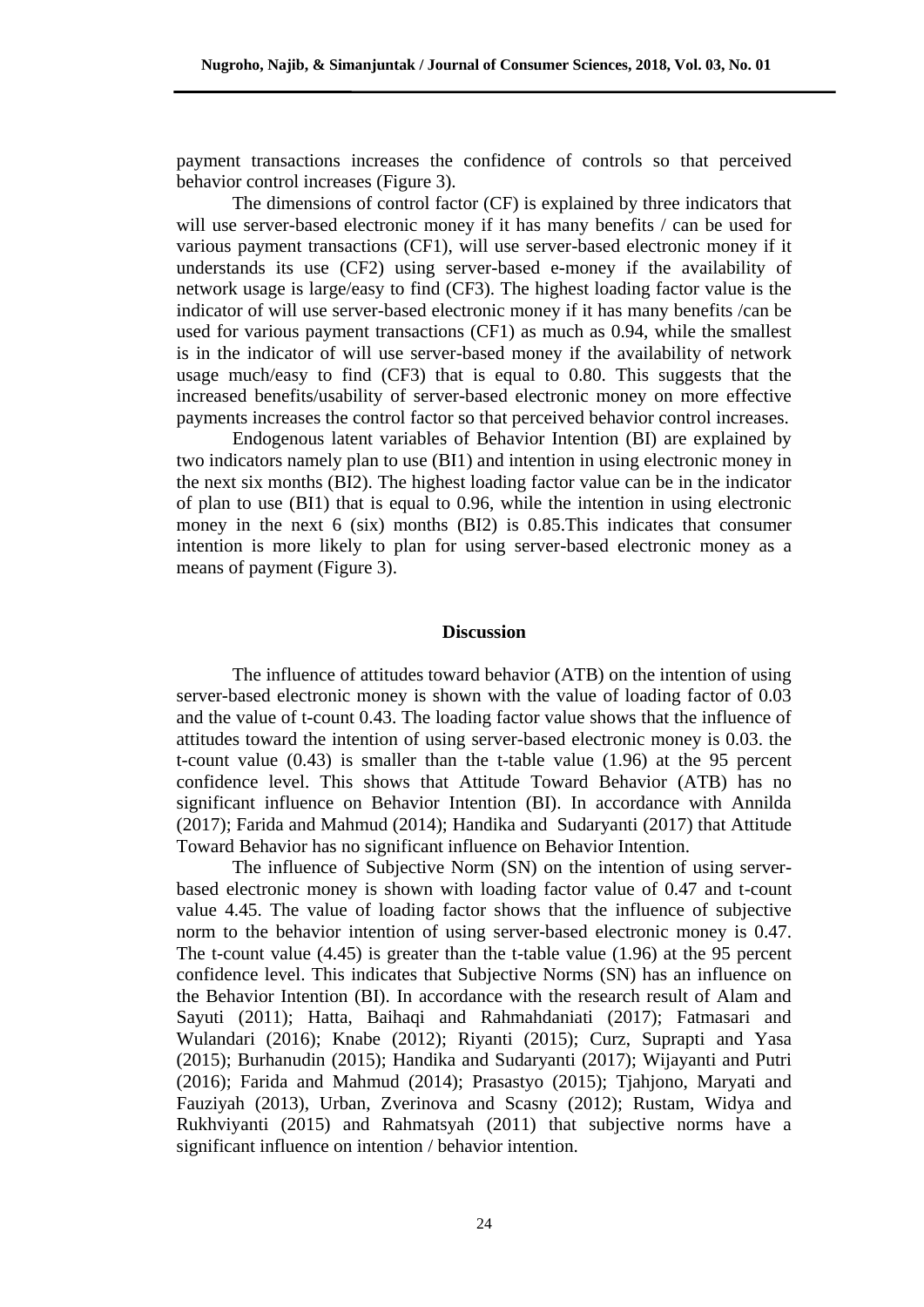payment transactions increases the confidence of controls so that perceived behavior control increases (Figure 3).

The dimensions of control factor (CF) is explained by three indicators that will use server-based electronic money if it has many benefits / can be used for various payment transactions (CF1), will use server-based electronic money if it understands its use (CF2) using server-based e-money if the availability of network usage is large/easy to find (CF3). The highest loading factor value is the indicator of will use server-based electronic money if it has many benefits /can be used for various payment transactions (CF1) as much as 0.94, while the smallest is in the indicator of will use server-based money if the availability of network usage much/easy to find (CF3) that is equal to 0.80. This suggests that the increased benefits/usability of server-based electronic money on more effective payments increases the control factor so that perceived behavior control increases.

Endogenous latent variables of Behavior Intention (BI) are explained by two indicators namely plan to use (BI1) and intention in using electronic money in the next six months (BI2). The highest loading factor value can be in the indicator of plan to use (BI1) that is equal to 0.96, while the intention in using electronic money in the next 6 (six) months (BI2) is 0.85.This indicates that consumer intention is more likely to plan for using server-based electronic money as a means of payment (Figure 3).

## Discussion

The influence of attitudes toward behavior (ATB) on the intention of using server-based electronic money is shown with the value of loading factor of 0.03 and the value of t-count 0.43. The loading factor value shows that the influence of attitudes toward the intention of using server-based electronic money is 0.03. the t-count value (0.43) is smaller than the t-table value (1.96) at the 95 percent confidence level. This shows that Attitude Toward Behavior (ATB) has no significant influence on Behavior Intention (BI). In accordance with Annilda (2017); Farida and Mahmud (2014); Handika and Sudaryanti (2017) that Attitude Toward Behavior has no significant influence on Behavior Intention.

The influence of Subjective Norm (SN) on the intention of using server-based electronic money is shown with loading factor value of 0.47 and t-count value 4.45. The value of loading factor shows that the influence of subjective norm to the behavior intention of using server-based electronic money is 0.47. The t-count value (4.45) is greater than the t-table value (1.96) at the 95 percent confidence level. This indicates that Subjective Norms (SN) has an influence on the Behavior Intention (BI). In accordance with the research result of Alam and Sayuti (2011); Hatta, Baihaqi and Rahmahdaniati (2017); Fatmasari and Wulandari (2016); Knabe (2012); Riyanti (2015); Curz, Suprapti and Yasa (2015); Burhanudin (2015); Handika and Sudaryanti (2017); Wijayanti and Putri (2016); Farida and Mahmud (2014); Prasastyo (2015); Tjahjono, Maryati and Fauziyah (2013), Urban, Zverinova and Scasny (2012); Rustam, Widya and Rukhviyanti (2015) and Rahmatsyah (2011) that subjective norms have a significant influence on intention / behavior intention.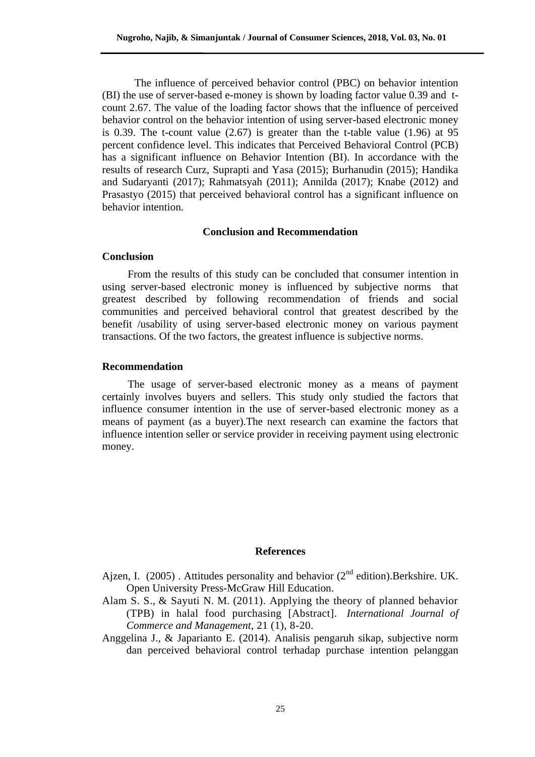The influence of perceived behavior control (PBC) on behavior intention (BI) the use of server-based e-money is shown by loading factor value 0.39 and t-count 2.67. The value of the loading factor shows that the influence of perceived behavior control on the behavior intention of using server-based electronic money is 0.39. The t-count value (2.67) is greater than the t-table value (1.96) at 95 percent confidence level. This indicates that Perceived Behavioral Control (PCB) has a significant influence on Behavior Intention (BI). In accordance with the results of research Curz, Suprapti and Yasa (2015); Burhanudin (2015); Handika and Sudaryanti (2017); Rahmatsyah (2011); Annilda (2017); Knabe (2012) and Prasastyo (2015) that perceived behavioral control has a significant influence on behavior intention.

## Conclusion and Recommendation

### Conclusion

From the results of this study can be concluded that consumer intention in using server-based electronic money is influenced by subjective norms that greatest described by following recommendation of friends and social communities and perceived behavioral control that greatest described by the benefit /usability of using server-based electronic money on various payment transactions. Of the two factors, the greatest influence is subjective norms.

### Recommendation

The usage of server-based electronic money as a means of payment certainly involves buyers and sellers. This study only studied the factors that influence consumer intention in the use of server-based electronic money as a means of payment (as a buyer).The next research can examine the factors that influence intention seller or service provider in receiving payment using electronic money.

## References

Ajzen, I. (2005) . Attitudes personality and behavior (2nd edition).Berkshire. UK. Open University Press-McGraw Hill Education.

Alam S. S., & Sayuti N. M. (2011). Applying the theory of planned behavior (TPB) in halal food purchasing [Abstract]. *International Journal of Commerce and Management*, 21 (1), 8-20.

Anggelina J., & Japarianto E. (2014). Analisis pengaruh sikap, subjective norm dan perceived behavioral control terhadap purchase intention pelanggan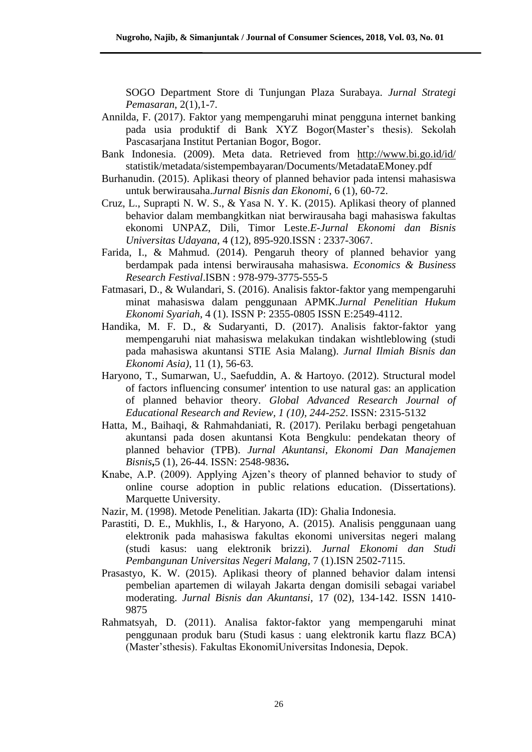SOGO Department Store di Tunjungan Plaza Surabaya. *Jurnal Strategi Pemasaran*, 2(1),1-7.

Annilda, F. (2017). Faktor yang mempengaruhi minat pengguna internet banking pada usia produktif di Bank XYZ Bogor(Master's thesis). Sekolah Pascasarjana Institut Pertanian Bogor, Bogor.

Bank Indonesia. (2009). Meta data. Retrieved from http://www.bi.go.id/id/statistik/metadata/sistempembayaran/Documents/MetadataEMoney.pdf

Burhanudin. (2015). Aplikasi theory of planned behavior pada intensi mahasiswa untuk berwirausaha.*Jurnal Bisnis dan Ekonomi*, 6 (1), 60-72.

Cruz, L., Suprapti N. W. S., & Yasa N. Y. K. (2015). Aplikasi theory of planned behavior dalam membangkitkan niat berwirausaha bagi mahasiswa fakultas ekonomi UNPAZ, Dili, Timor Leste.*E-Jurnal Ekonomi dan Bisnis Universitas Udayana*, 4 (12), 895-920.ISSN : 2337-3067.

Farida, I., & Mahmud. (2014). Pengaruh theory of planned behavior yang berdampak pada intensi berwirausaha mahasiswa. *Economics & Business Research Festival*.ISBN : 978-979-3775-555-5

Fatmasari, D., & Wulandari, S. (2016). Analisis faktor-faktor yang mempengaruhi minat mahasiswa dalam penggunaan APMK.*Jurnal Penelitian Hukum Ekonomi Syariah*, 4 (1). ISSN P: 2355-0805 ISSN E:2549-4112.

Handika, M. F. D., & Sudaryanti, D. (2017). Analisis faktor-faktor yang mempengaruhi niat mahasiswa melakukan tindakan wishtleblowing (studi pada mahasiswa akuntansi STIE Asia Malang). *Jurnal Ilmiah Bisnis dan Ekonomi Asia)*, 11 (1), 56-63.

Haryono, T., Sumarwan, U., Saefuddin, A. & Hartoyo. (2012). Structural model of factors influencing consumer' intention to use natural gas: an application of planned behavior theory. *Global Advanced Research Journal of Educational Research and Review, 1 (10), 244-252*. ISSN: 2315-5132

Hatta, M., Baihaqi, & Rahmahdaniati, R. (2017). Perilaku berbagi pengetahuan akuntansi pada dosen akuntansi Kota Bengkulu: pendekatan theory of planned behavior (TPB). *Jurnal Akuntansi, Ekonomi Dan Manajemen Bisnis***,**5 (1), 26-44. ISSN: 2548-9836**.**

Knabe, A.P. (2009). Applying Ajzen's theory of planned behavior to study of online course adoption in public relations education. (Dissertations). Marquette University.

Nazir, M. (1998). Metode Penelitian. Jakarta (ID): Ghalia Indonesia.

Parastiti, D. E., Mukhlis, I., & Haryono, A. (2015). Analisis penggunaan uang elektronik pada mahasiswa fakultas ekonomi universitas negeri malang (studi kasus: uang elektronik brizzi). *Jurnal Ekonomi dan Studi Pembangunan Universitas Negeri Malang*, 7 (1).ISN 2502-7115.

Prasastyo, K. W. (2015). Aplikasi theory of planned behavior dalam intensi pembelian apartemen di wilayah Jakarta dengan domisili sebagai variabel moderating. *Jurnal Bisnis dan Akuntansi*, 17 (02), 134-142. ISSN 1410-9875

Rahmatsyah, D. (2011). Analisa faktor-faktor yang mempengaruhi minat penggunaan produk baru (Studi kasus : uang elektronik kartu flazz BCA) (Master'sthesis). Fakultas EkonomiUniversitas Indonesia, Depok.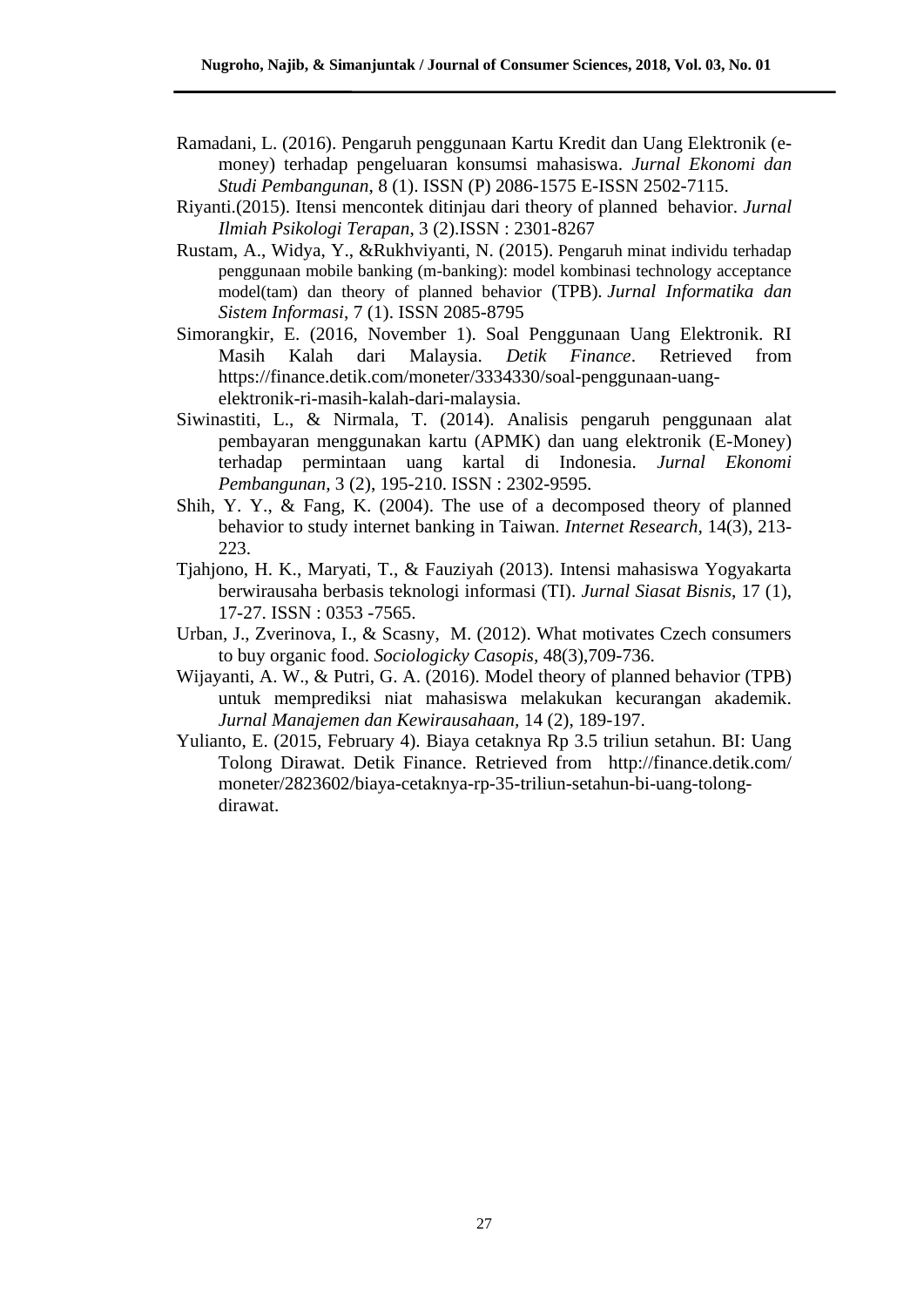Ramadani, L. (2016). Pengaruh penggunaan Kartu Kredit dan Uang Elektronik (e-money) terhadap pengeluaran konsumsi mahasiswa. *Jurnal Ekonomi dan Studi Pembangunan*, 8 (1). ISSN (P) 2086-1575 E-ISSN 2502-7115.

Riyanti.(2015). Itensi mencontek ditinjau dari theory of planned behavior. *Jurnal Ilmiah Psikologi Terapan*, 3 (2).ISSN : 2301-8267

Rustam, A., Widya, Y., &Rukhviyanti, N. (2015). Pengaruh minat individu terhadap penggunaan mobile banking (m-banking): model kombinasi technology acceptance model(tam) dan theory of planned behavior (TPB). *Jurnal Informatika dan Sistem Informasi*, 7 (1). ISSN 2085-8795

Simorangkir, E. (2016, November 1). Soal Penggunaan Uang Elektronik. RI Masih Kalah dari Malaysia. *Detik Finance*. Retrieved from https://finance.detik.com/moneter/3334330/soal-penggunaan-uang-elektronik-ri-masih-kalah-dari-malaysia.

Siwinastiti, L., & Nirmala, T. (2014). Analisis pengaruh penggunaan alat pembayaran menggunakan kartu (APMK) dan uang elektronik (E-Money) terhadap permintaan uang kartal di Indonesia. *Jurnal Ekonomi Pembangunan*, 3 (2), 195-210. ISSN : 2302-9595.

Shih, Y. Y., & Fang, K. (2004). The use of a decomposed theory of planned behavior to study internet banking in Taiwan. *Internet Research*, 14(3), 213-223.

Tjahjono, H. K., Maryati, T., & Fauziyah (2013). Intensi mahasiswa Yogyakarta berwirausaha berbasis teknologi informasi (TI). *Jurnal Siasat Bisnis*, 17 (1), 17-27. ISSN : 0353 -7565.

Urban, J., Zverinova, I., & Scasny, M. (2012). What motivates Czech consumers to buy organic food. *Sociologicky Casopis*, 48(3),709-736.

Wijayanti, A. W., & Putri, G. A. (2016). Model theory of planned behavior (TPB) untuk memprediksi niat mahasiswa melakukan kecurangan akademik. *Jurnal Manajemen dan Kewirausahaan,* 14 (2), 189-197.

Yulianto, E. (2015, February 4). Biaya cetaknya Rp 3.5 triliun setahun. BI: Uang Tolong Dirawat. Detik Finance. Retrieved from http://finance.detik.com/moneter/2823602/biaya-cetaknya-rp-35-triliun-setahun-bi-uang-tolong-dirawat.